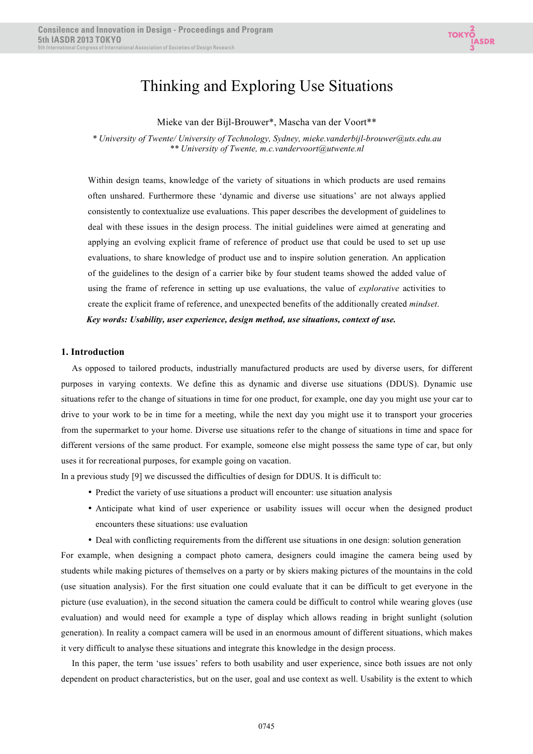# Thinking and Exploring Use Situations

Mieke van der Bijl-Brouwer*, Mascha van der Voort**

* *University of Twente/ University of Technology, Sydney, mieke.vanderbijl-brouwer@uts.edu.au*
** *University of Twente, m.c.vandervoort@utwente.nl*

Within design teams, knowledge of the variety of situations in which products are used remains often unshared. Furthermore these 'dynamic and diverse use situations' are not always applied consistently to contextualize use evaluations. This paper describes the development of guidelines to deal with these issues in the design process. The initial guidelines were aimed at generating and applying an evolving explicit frame of reference of product use that could be used to set up use evaluations, to share knowledge of product use and to inspire solution generation. An application of the guidelines to the design of a carrier bike by four student teams showed the added value of using the frame of reference in setting up use evaluations, the value of *explorative* activities to create the explicit frame of reference, and unexpected benefits of the additionally created *mindset*.

***Key words: Usability, user experience, design method, use situations, context of use.***

## 1. Introduction

As opposed to tailored products, industrially manufactured products are used by diverse users, for different purposes in varying contexts. We define this as dynamic and diverse use situations (DDUS). Dynamic use situations refer to the change of situations in time for one product, for example, one day you might use your car to drive to your work to be in time for a meeting, while the next day you might use it to transport your groceries from the supermarket to your home. Diverse use situations refer to the change of situations in time and space for different versions of the same product. For example, someone else might possess the same type of car, but only uses it for recreational purposes, for example going on vacation.

In a previous study [9] we discussed the difficulties of design for DDUS. It is difficult to:

- Predict the variety of use situations a product will encounter: use situation analysis
- Anticipate what kind of user experience or usability issues will occur when the designed product encounters these situations: use evaluation
- Deal with conflicting requirements from the different use situations in one design: solution generation

For example, when designing a compact photo camera, designers could imagine the camera being used by students while making pictures of themselves on a party or by skiers making pictures of the mountains in the cold (use situation analysis). For the first situation one could evaluate that it can be difficult to get everyone in the picture (use evaluation), in the second situation the camera could be difficult to control while wearing gloves (use evaluation) and would need for example a type of display which allows reading in bright sunlight (solution generation). In reality a compact camera will be used in an enormous amount of different situations, which makes it very difficult to analyse these situations and integrate this knowledge in the design process.

In this paper, the term 'use issues' refers to both usability and user experience, since both issues are not only dependent on product characteristics, but on the user, goal and use context as well. Usability is the extent to which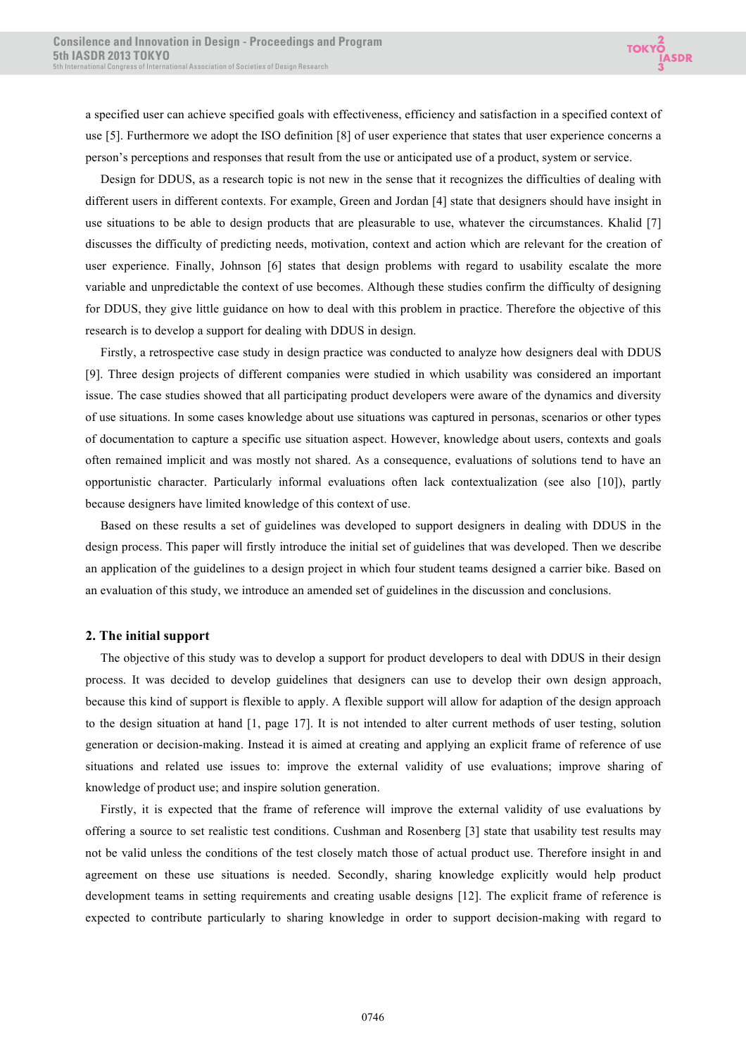a specified user can achieve specified goals with effectiveness, efficiency and satisfaction in a specified context of use [5]. Furthermore we adopt the ISO definition [8] of user experience that states that user experience concerns a person's perceptions and responses that result from the use or anticipated use of a product, system or service.

Design for DDUS, as a research topic is not new in the sense that it recognizes the difficulties of dealing with different users in different contexts. For example, Green and Jordan [4] state that designers should have insight in use situations to be able to design products that are pleasurable to use, whatever the circumstances. Khalid [7] discusses the difficulty of predicting needs, motivation, context and action which are relevant for the creation of user experience. Finally, Johnson [6] states that design problems with regard to usability escalate the more variable and unpredictable the context of use becomes. Although these studies confirm the difficulty of designing for DDUS, they give little guidance on how to deal with this problem in practice. Therefore the objective of this research is to develop a support for dealing with DDUS in design.

Firstly, a retrospective case study in design practice was conducted to analyze how designers deal with DDUS [9]. Three design projects of different companies were studied in which usability was considered an important issue. The case studies showed that all participating product developers were aware of the dynamics and diversity of use situations. In some cases knowledge about use situations was captured in personas, scenarios or other types of documentation to capture a specific use situation aspect. However, knowledge about users, contexts and goals often remained implicit and was mostly not shared. As a consequence, evaluations of solutions tend to have an opportunistic character. Particularly informal evaluations often lack contextualization (see also [10]), partly because designers have limited knowledge of this context of use.

Based on these results a set of guidelines was developed to support designers in dealing with DDUS in the design process. This paper will firstly introduce the initial set of guidelines that was developed. Then we describe an application of the guidelines to a design project in which four student teams designed a carrier bike. Based on an evaluation of this study, we introduce an amended set of guidelines in the discussion and conclusions.

## 2. The initial support

The objective of this study was to develop a support for product developers to deal with DDUS in their design process. It was decided to develop guidelines that designers can use to develop their own design approach, because this kind of support is flexible to apply. A flexible support will allow for adaption of the design approach to the design situation at hand [1, page 17]. It is not intended to alter current methods of user testing, solution generation or decision-making. Instead it is aimed at creating and applying an explicit frame of reference of use situations and related use issues to: improve the external validity of use evaluations; improve sharing of knowledge of product use; and inspire solution generation.

Firstly, it is expected that the frame of reference will improve the external validity of use evaluations by offering a source to set realistic test conditions. Cushman and Rosenberg [3] state that usability test results may not be valid unless the conditions of the test closely match those of actual product use. Therefore insight in and agreement on these use situations is needed. Secondly, sharing knowledge explicitly would help product development teams in setting requirements and creating usable designs [12]. The explicit frame of reference is expected to contribute particularly to sharing knowledge in order to support decision-making with regard to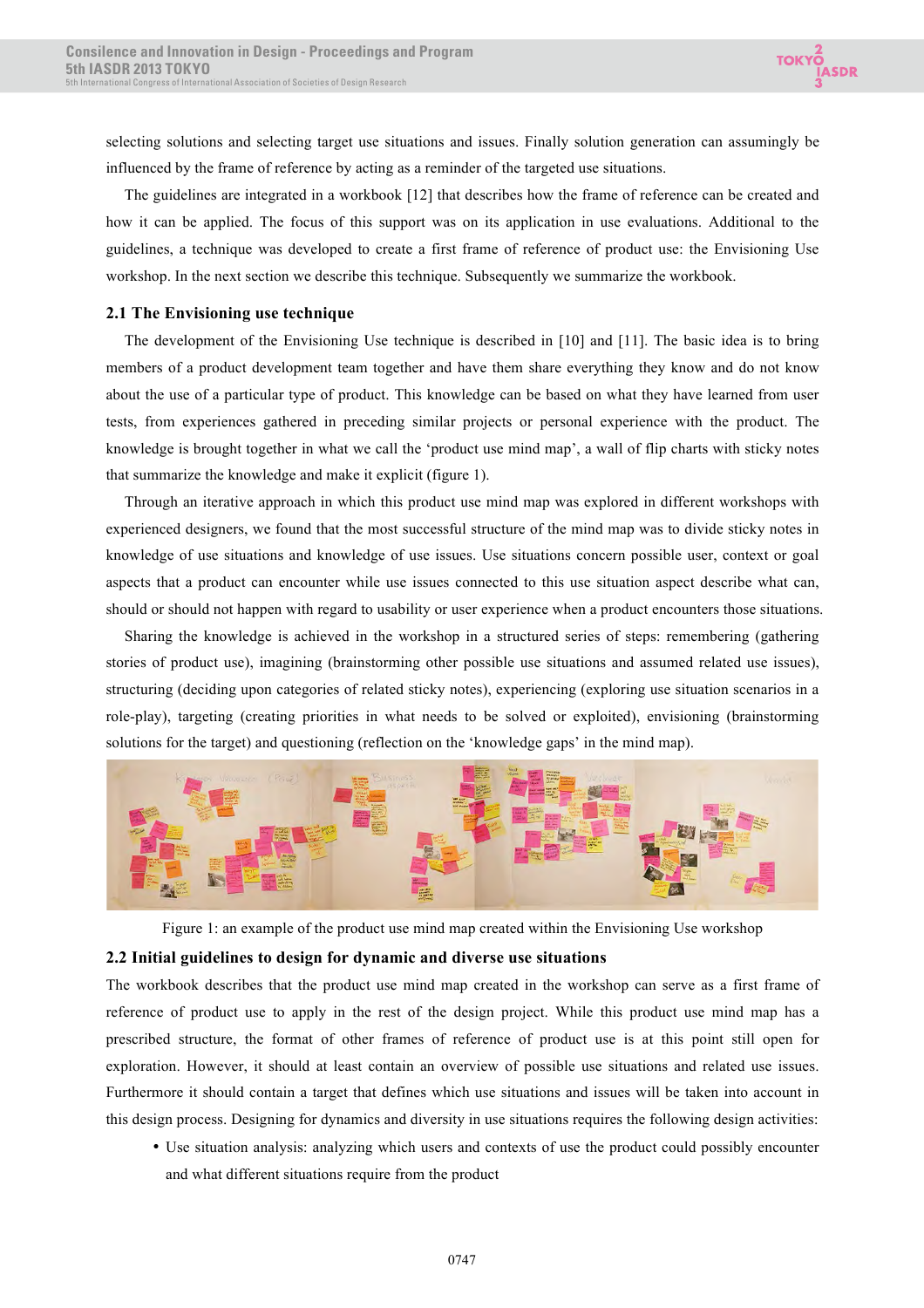selecting solutions and selecting target use situations and issues. Finally solution generation can assumingly be influenced by the frame of reference by acting as a reminder of the targeted use situations.

The guidelines are integrated in a workbook [12] that describes how the frame of reference can be created and how it can be applied. The focus of this support was on its application in use evaluations. Additional to the guidelines, a technique was developed to create a first frame of reference of product use: the Envisioning Use workshop. In the next section we describe this technique. Subsequently we summarize the workbook.

### 2.1 The Envisioning use technique

The development of the Envisioning Use technique is described in [10] and [11]. The basic idea is to bring members of a product development team together and have them share everything they know and do not know about the use of a particular type of product. This knowledge can be based on what they have learned from user tests, from experiences gathered in preceding similar projects or personal experience with the product. The knowledge is brought together in what we call the 'product use mind map', a wall of flip charts with sticky notes that summarize the knowledge and make it explicit (figure 1).

Through an iterative approach in which this product use mind map was explored in different workshops with experienced designers, we found that the most successful structure of the mind map was to divide sticky notes in knowledge of use situations and knowledge of use issues. Use situations concern possible user, context or goal aspects that a product can encounter while use issues connected to this use situation aspect describe what can, should or should not happen with regard to usability or user experience when a product encounters those situations.

Sharing the knowledge is achieved in the workshop in a structured series of steps: remembering (gathering stories of product use), imagining (brainstorming other possible use situations and assumed related use issues), structuring (deciding upon categories of related sticky notes), experiencing (exploring use situation scenarios in a role-play), targeting (creating priorities in what needs to be solved or exploited), envisioning (brainstorming solutions for the target) and questioning (reflection on the 'knowledge gaps' in the mind map).

Figure 1: an example of the product use mind map created within the Envisioning Use workshop

### 2.2 Initial guidelines to design for dynamic and diverse use situations

The workbook describes that the product use mind map created in the workshop can serve as a first frame of reference of product use to apply in the rest of the design project. While this product use mind map has a prescribed structure, the format of other frames of reference of product use is at this point still open for exploration. However, it should at least contain an overview of possible use situations and related use issues. Furthermore it should contain a target that defines which use situations and issues will be taken into account in this design process. Designing for dynamics and diversity in use situations requires the following design activities:

- Use situation analysis: analyzing which users and contexts of use the product could possibly encounter and what different situations require from the product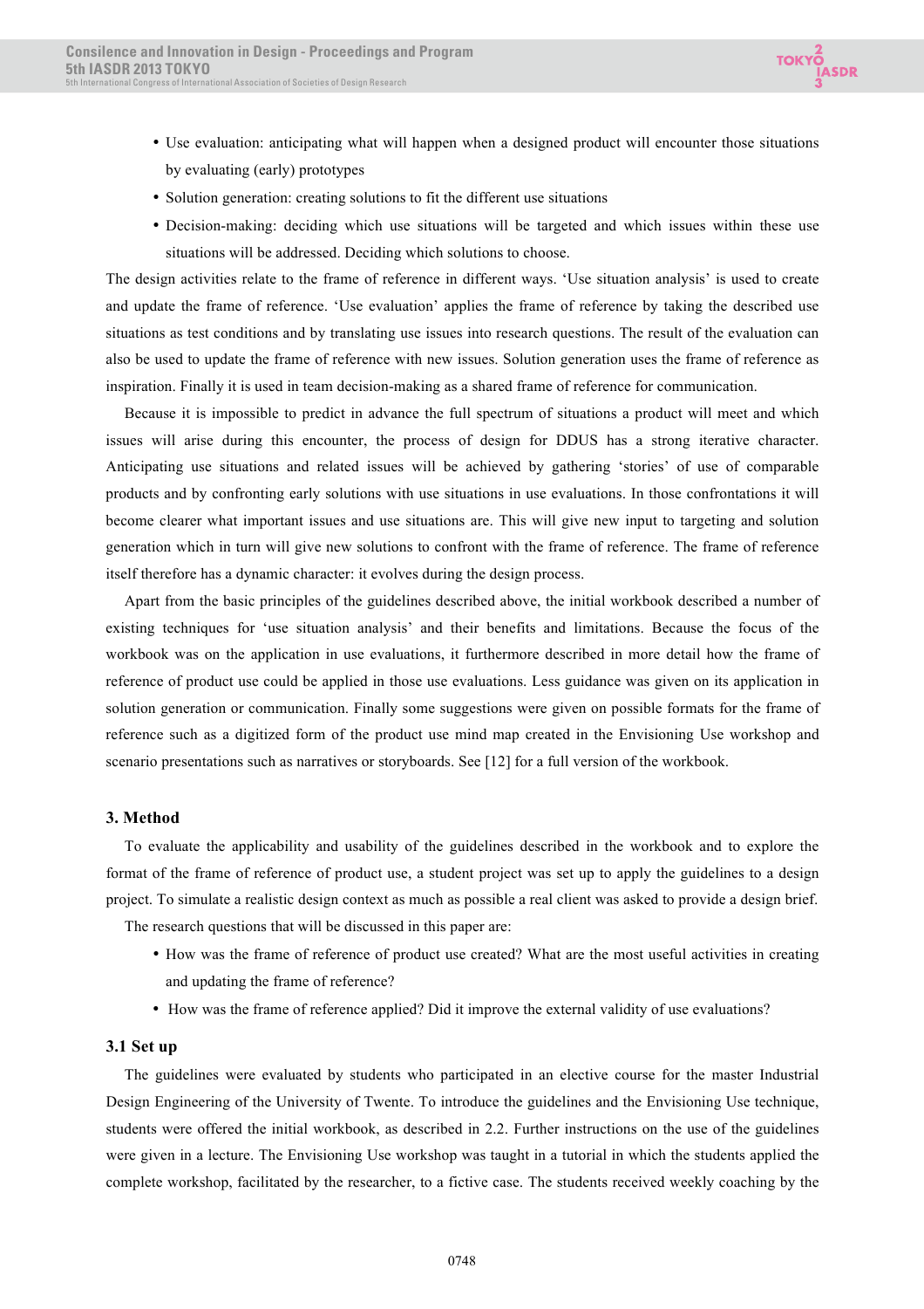- Use evaluation: anticipating what will happen when a designed product will encounter those situations by evaluating (early) prototypes
- Solution generation: creating solutions to fit the different use situations
- Decision-making: deciding which use situations will be targeted and which issues within these use situations will be addressed. Deciding which solutions to choose.

The design activities relate to the frame of reference in different ways. 'Use situation analysis' is used to create and update the frame of reference. 'Use evaluation' applies the frame of reference by taking the described use situations as test conditions and by translating use issues into research questions. The result of the evaluation can also be used to update the frame of reference with new issues. Solution generation uses the frame of reference as inspiration. Finally it is used in team decision-making as a shared frame of reference for communication.

Because it is impossible to predict in advance the full spectrum of situations a product will meet and which issues will arise during this encounter, the process of design for DDUS has a strong iterative character. Anticipating use situations and related issues will be achieved by gathering 'stories' of use of comparable products and by confronting early solutions with use situations in use evaluations. In those confrontations it will become clearer what important issues and use situations are. This will give new input to targeting and solution generation which in turn will give new solutions to confront with the frame of reference. The frame of reference itself therefore has a dynamic character: it evolves during the design process.

Apart from the basic principles of the guidelines described above, the initial workbook described a number of existing techniques for 'use situation analysis' and their benefits and limitations. Because the focus of the workbook was on the application in use evaluations, it furthermore described in more detail how the frame of reference of product use could be applied in those use evaluations. Less guidance was given on its application in solution generation or communication. Finally some suggestions were given on possible formats for the frame of reference such as a digitized form of the product use mind map created in the Envisioning Use workshop and scenario presentations such as narratives or storyboards. See [12] for a full version of the workbook.

## 3. Method

To evaluate the applicability and usability of the guidelines described in the workbook and to explore the format of the frame of reference of product use, a student project was set up to apply the guidelines to a design project. To simulate a realistic design context as much as possible a real client was asked to provide a design brief.

The research questions that will be discussed in this paper are:

- How was the frame of reference of product use created? What are the most useful activities in creating and updating the frame of reference?
- How was the frame of reference applied? Did it improve the external validity of use evaluations?

### 3.1 Set up

The guidelines were evaluated by students who participated in an elective course for the master Industrial Design Engineering of the University of Twente. To introduce the guidelines and the Envisioning Use technique, students were offered the initial workbook, as described in 2.2. Further instructions on the use of the guidelines were given in a lecture. The Envisioning Use workshop was taught in a tutorial in which the students applied the complete workshop, facilitated by the researcher, to a fictive case. The students received weekly coaching by the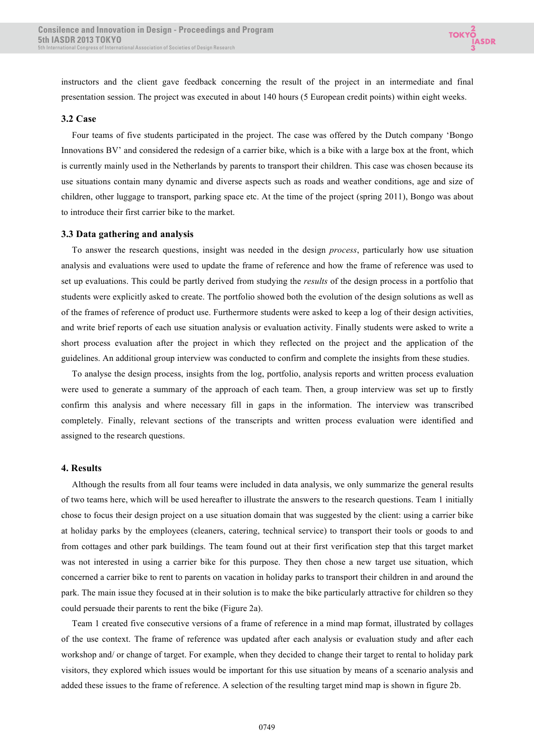instructors and the client gave feedback concerning the result of the project in an intermediate and final presentation session. The project was executed in about 140 hours (5 European credit points) within eight weeks.

### 3.2 Case

Four teams of five students participated in the project. The case was offered by the Dutch company 'Bongo Innovations BV' and considered the redesign of a carrier bike, which is a bike with a large box at the front, which is currently mainly used in the Netherlands by parents to transport their children. This case was chosen because its use situations contain many dynamic and diverse aspects such as roads and weather conditions, age and size of children, other luggage to transport, parking space etc. At the time of the project (spring 2011), Bongo was about to introduce their first carrier bike to the market.

### 3.3 Data gathering and analysis

To answer the research questions, insight was needed in the design *process*, particularly how use situation analysis and evaluations were used to update the frame of reference and how the frame of reference was used to set up evaluations. This could be partly derived from studying the *results* of the design process in a portfolio that students were explicitly asked to create. The portfolio showed both the evolution of the design solutions as well as of the frames of reference of product use. Furthermore students were asked to keep a log of their design activities, and write brief reports of each use situation analysis or evaluation activity. Finally students were asked to write a short process evaluation after the project in which they reflected on the project and the application of the guidelines. An additional group interview was conducted to confirm and complete the insights from these studies.

To analyse the design process, insights from the log, portfolio, analysis reports and written process evaluation were used to generate a summary of the approach of each team. Then, a group interview was set up to firstly confirm this analysis and where necessary fill in gaps in the information. The interview was transcribed completely. Finally, relevant sections of the transcripts and written process evaluation were identified and assigned to the research questions.

## 4. Results

Although the results from all four teams were included in data analysis, we only summarize the general results of two teams here, which will be used hereafter to illustrate the answers to the research questions. Team 1 initially chose to focus their design project on a use situation domain that was suggested by the client: using a carrier bike at holiday parks by the employees (cleaners, catering, technical service) to transport their tools or goods to and from cottages and other park buildings. The team found out at their first verification step that this target market was not interested in using a carrier bike for this purpose. They then chose a new target use situation, which concerned a carrier bike to rent to parents on vacation in holiday parks to transport their children in and around the park. The main issue they focused at in their solution is to make the bike particularly attractive for children so they could persuade their parents to rent the bike (Figure 2a).

Team 1 created five consecutive versions of a frame of reference in a mind map format, illustrated by collages of the use context. The frame of reference was updated after each analysis or evaluation study and after each workshop and/ or change of target. For example, when they decided to change their target to rental to holiday park visitors, they explored which issues would be important for this use situation by means of a scenario analysis and added these issues to the frame of reference. A selection of the resulting target mind map is shown in figure 2b.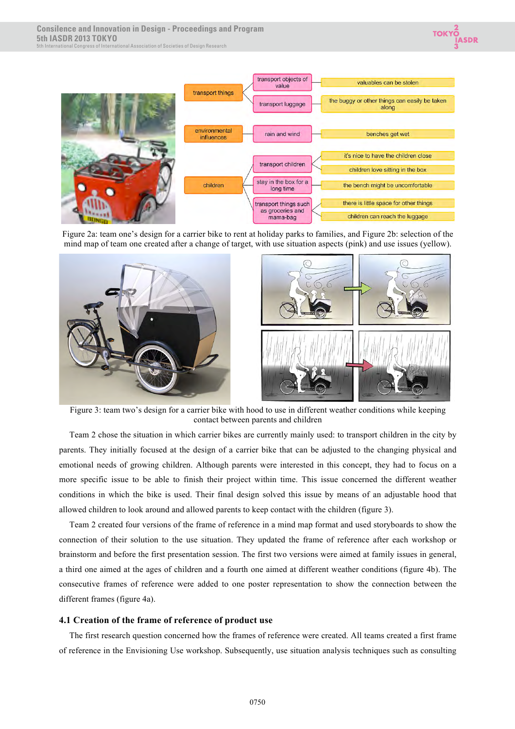Figure 2a: team one's design for a carrier bike to rent at holiday parks to families, and Figure 2b: selection of the mind map of team one created after a change of target, with use situation aspects (pink) and use issues (yellow).

Figure 3: team two's design for a carrier bike with hood to use in different weather conditions while keeping contact between parents and children

Team 2 chose the situation in which carrier bikes are currently mainly used: to transport children in the city by parents. They initially focused at the design of a carrier bike that can be adjusted to the changing physical and emotional needs of growing children. Although parents were interested in this concept, they had to focus on a more specific issue to be able to finish their project within time. This issue concerned the different weather conditions in which the bike is used. Their final design solved this issue by means of an adjustable hood that allowed children to look around and allowed parents to keep contact with the children (figure 3).

Team 2 created four versions of the frame of reference in a mind map format and used storyboards to show the connection of their solution to the use situation. They updated the frame of reference after each workshop or brainstorm and before the first presentation session. The first two versions were aimed at family issues in general, a third one aimed at the ages of children and a fourth one aimed at different weather conditions (figure 4b). The consecutive frames of reference were added to one poster representation to show the connection between the different frames (figure 4a).

### 4.1 Creation of the frame of reference of product use

The first research question concerned how the frames of reference were created. All teams created a first frame of reference in the Envisioning Use workshop. Subsequently, use situation analysis techniques such as consulting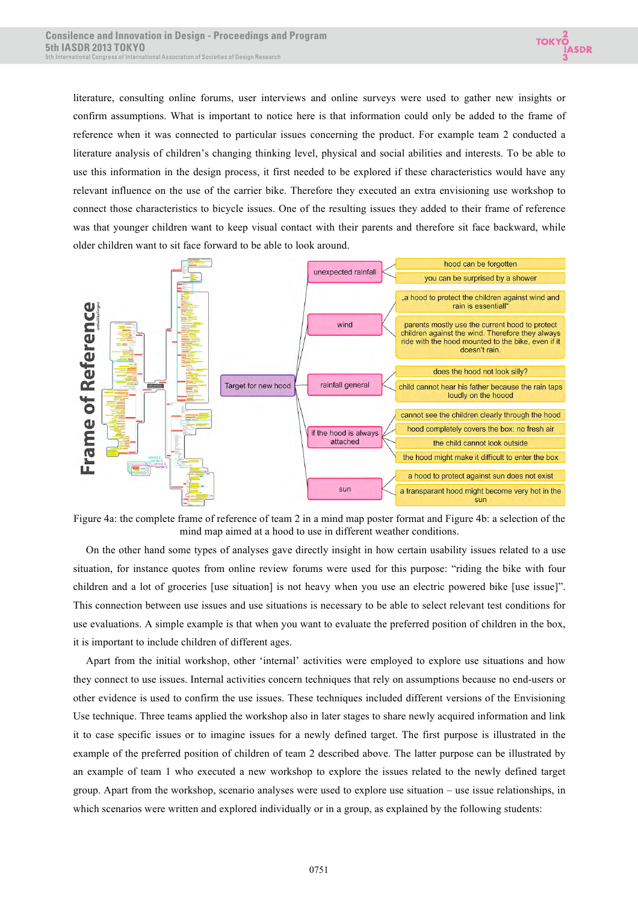literature, consulting online forums, user interviews and online surveys were used to gather new insights or confirm assumptions. What is important to notice here is that information could only be added to the frame of reference when it was connected to particular issues concerning the product. For example team 2 conducted a literature analysis of children's changing thinking level, physical and social abilities and interests. To be able to use this information in the design process, it first needed to be explored if these characteristics would have any relevant influence on the use of the carrier bike. Therefore they executed an extra envisioning use workshop to connect those characteristics to bicycle issues. One of the resulting issues they added to their frame of reference was that younger children want to keep visual contact with their parents and therefore sit face backward, while older children want to sit face forward to be able to look around.

Figure 4a: the complete frame of reference of team 2 in a mind map poster format and Figure 4b: a selection of the mind map aimed at a hood to use in different weather conditions.

On the other hand some types of analyses gave directly insight in how certain usability issues related to a use situation, for instance quotes from online review forums were used for this purpose: "riding the bike with four children and a lot of groceries [use situation] is not heavy when you use an electric powered bike [use issue]". This connection between use issues and use situations is necessary to be able to select relevant test conditions for use evaluations. A simple example is that when you want to evaluate the preferred position of children in the box, it is important to include children of different ages.

Apart from the initial workshop, other 'internal' activities were employed to explore use situations and how they connect to use issues. Internal activities concern techniques that rely on assumptions because no end-users or other evidence is used to confirm the use issues. These techniques included different versions of the Envisioning Use technique. Three teams applied the workshop also in later stages to share newly acquired information and link it to case specific issues or to imagine issues for a newly defined target. The first purpose is illustrated in the example of the preferred position of children of team 2 described above. The latter purpose can be illustrated by an example of team 1 who executed a new workshop to explore the issues related to the newly defined target group. Apart from the workshop, scenario analyses were used to explore use situation – use issue relationships, in which scenarios were written and explored individually or in a group, as explained by the following students: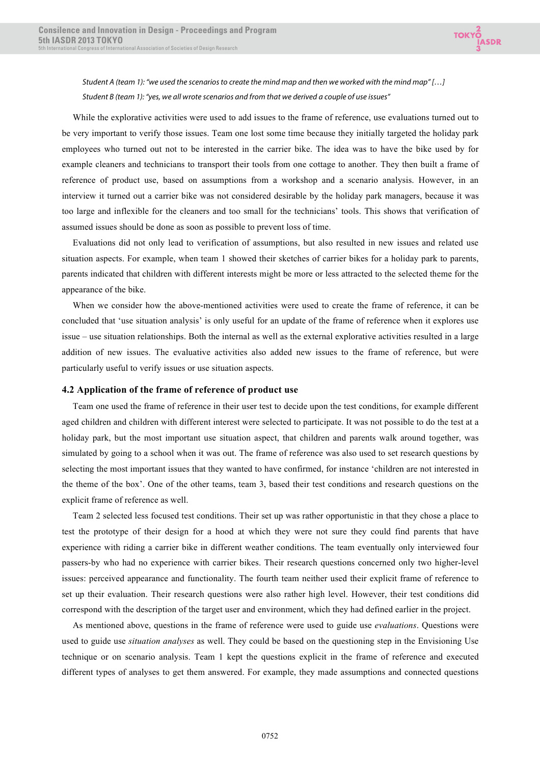*Student A (team 1): "we used the scenarios to create the mind map and then we worked with the mind map" […]*

*Student B (team 1): "yes, we all wrote scenarios and from that we derived a couple of use issues"*

While the explorative activities were used to add issues to the frame of reference, use evaluations turned out to be very important to verify those issues. Team one lost some time because they initially targeted the holiday park employees who turned out not to be interested in the carrier bike. The idea was to have the bike used by for example cleaners and technicians to transport their tools from one cottage to another. They then built a frame of reference of product use, based on assumptions from a workshop and a scenario analysis. However, in an interview it turned out a carrier bike was not considered desirable by the holiday park managers, because it was too large and inflexible for the cleaners and too small for the technicians' tools. This shows that verification of assumed issues should be done as soon as possible to prevent loss of time.

Evaluations did not only lead to verification of assumptions, but also resulted in new issues and related use situation aspects. For example, when team 1 showed their sketches of carrier bikes for a holiday park to parents, parents indicated that children with different interests might be more or less attracted to the selected theme for the appearance of the bike.

When we consider how the above-mentioned activities were used to create the frame of reference, it can be concluded that 'use situation analysis' is only useful for an update of the frame of reference when it explores use issue – use situation relationships. Both the internal as well as the external explorative activities resulted in a large addition of new issues. The evaluative activities also added new issues to the frame of reference, but were particularly useful to verify issues or use situation aspects.

### 4.2 Application of the frame of reference of product use

Team one used the frame of reference in their user test to decide upon the test conditions, for example different aged children and children with different interest were selected to participate. It was not possible to do the test at a holiday park, but the most important use situation aspect, that children and parents walk around together, was simulated by going to a school when it was out. The frame of reference was also used to set research questions by selecting the most important issues that they wanted to have confirmed, for instance 'children are not interested in the theme of the box'. One of the other teams, team 3, based their test conditions and research questions on the explicit frame of reference as well.

Team 2 selected less focused test conditions. Their set up was rather opportunistic in that they chose a place to test the prototype of their design for a hood at which they were not sure they could find parents that have experience with riding a carrier bike in different weather conditions. The team eventually only interviewed four passers-by who had no experience with carrier bikes. Their research questions concerned only two higher-level issues: perceived appearance and functionality. The fourth team neither used their explicit frame of reference to set up their evaluation. Their research questions were also rather high level. However, their test conditions did correspond with the description of the target user and environment, which they had defined earlier in the project.

As mentioned above, questions in the frame of reference were used to guide use *evaluations*. Questions were used to guide use *situation analyses* as well. They could be based on the questioning step in the Envisioning Use technique or on scenario analysis. Team 1 kept the questions explicit in the frame of reference and executed different types of analyses to get them answered. For example, they made assumptions and connected questions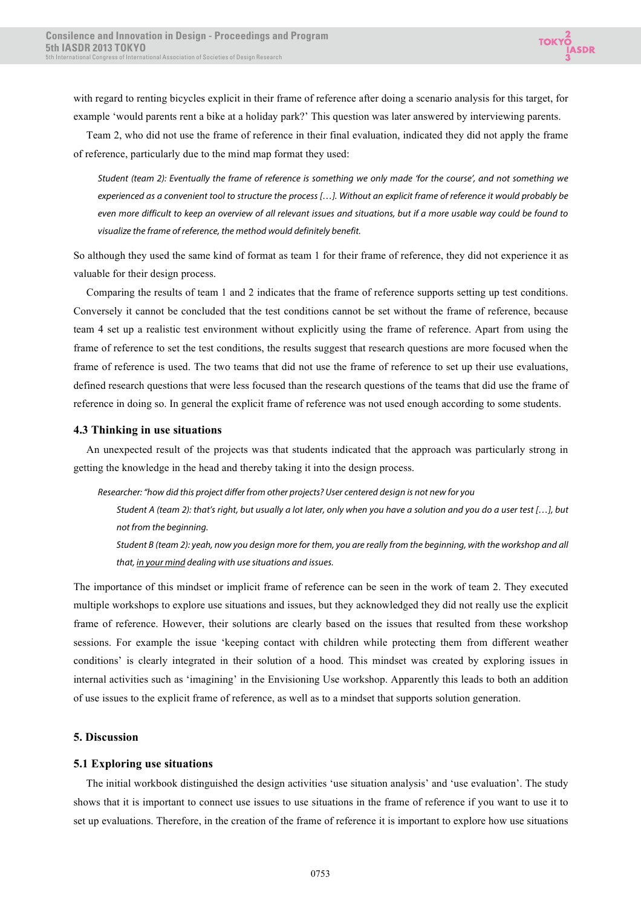with regard to renting bicycles explicit in their frame of reference after doing a scenario analysis for this target, for example 'would parents rent a bike at a holiday park?' This question was later answered by interviewing parents.

Team 2, who did not use the frame of reference in their final evaluation, indicated they did not apply the frame of reference, particularly due to the mind map format they used:

> *Student (team 2): Eventually the frame of reference is something we only made 'for the course', and not something we experienced as a convenient tool to structure the process […]. Without an explicit frame of reference it would probably be even more difficult to keep an overview of all relevant issues and situations, but if a more usable way could be found to visualize the frame of reference, the method would definitely benefit.*

So although they used the same kind of format as team 1 for their frame of reference, they did not experience it as valuable for their design process.

Comparing the results of team 1 and 2 indicates that the frame of reference supports setting up test conditions. Conversely it cannot be concluded that the test conditions cannot be set without the frame of reference, because team 4 set up a realistic test environment without explicitly using the frame of reference. Apart from using the frame of reference to set the test conditions, the results suggest that research questions are more focused when the frame of reference is used. The two teams that did not use the frame of reference to set up their use evaluations, defined research questions that were less focused than the research questions of the teams that did use the frame of reference in doing so. In general the explicit frame of reference was not used enough according to some students.

### 4.3 Thinking in use situations

An unexpected result of the projects was that students indicated that the approach was particularly strong in getting the knowledge in the head and thereby taking it into the design process.

> *Researcher: "how did this project differ from other projects? User centered design is not new for you*
>
> > *Student A (team 2): that's right, but usually a lot later, only when you have a solution and you do a user test […], but not from the beginning.*
> >
> > *Student B (team 2): yeah, now you design more for them, you are really from the beginning, with the workshop and all that, <u>in your mind</u> dealing with use situations and issues.*

The importance of this mindset or implicit frame of reference can be seen in the work of team 2. They executed multiple workshops to explore use situations and issues, but they acknowledged they did not really use the explicit frame of reference. However, their solutions are clearly based on the issues that resulted from these workshop sessions. For example the issue 'keeping contact with children while protecting them from different weather conditions' is clearly integrated in their solution of a hood. This mindset was created by exploring issues in internal activities such as 'imagining' in the Envisioning Use workshop. Apparently this leads to both an addition of use issues to the explicit frame of reference, as well as to a mindset that supports solution generation.

## 5. Discussion

### 5.1 Exploring use situations

The initial workbook distinguished the design activities 'use situation analysis' and 'use evaluation'. The study shows that it is important to connect use issues to use situations in the frame of reference if you want to use it to set up evaluations. Therefore, in the creation of the frame of reference it is important to explore how use situations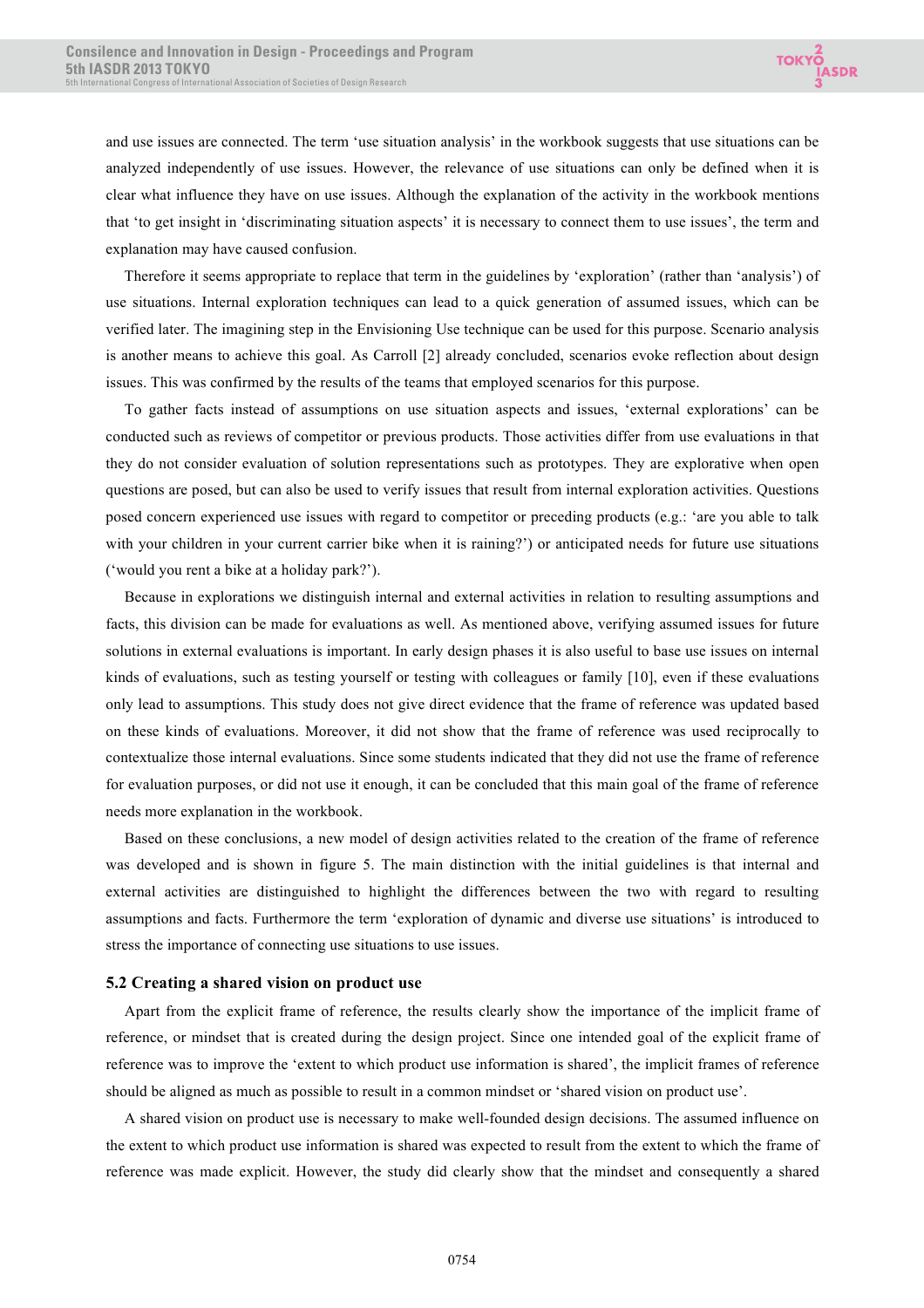and use issues are connected. The term 'use situation analysis' in the workbook suggests that use situations can be analyzed independently of use issues. However, the relevance of use situations can only be defined when it is clear what influence they have on use issues. Although the explanation of the activity in the workbook mentions that 'to get insight in 'discriminating situation aspects' it is necessary to connect them to use issues', the term and explanation may have caused confusion.

Therefore it seems appropriate to replace that term in the guidelines by 'exploration' (rather than 'analysis') of use situations. Internal exploration techniques can lead to a quick generation of assumed issues, which can be verified later. The imagining step in the Envisioning Use technique can be used for this purpose. Scenario analysis is another means to achieve this goal. As Carroll [2] already concluded, scenarios evoke reflection about design issues. This was confirmed by the results of the teams that employed scenarios for this purpose.

To gather facts instead of assumptions on use situation aspects and issues, 'external explorations' can be conducted such as reviews of competitor or previous products. Those activities differ from use evaluations in that they do not consider evaluation of solution representations such as prototypes. They are explorative when open questions are posed, but can also be used to verify issues that result from internal exploration activities. Questions posed concern experienced use issues with regard to competitor or preceding products (e.g.: 'are you able to talk with your children in your current carrier bike when it is raining?') or anticipated needs for future use situations ('would you rent a bike at a holiday park?').

Because in explorations we distinguish internal and external activities in relation to resulting assumptions and facts, this division can be made for evaluations as well. As mentioned above, verifying assumed issues for future solutions in external evaluations is important. In early design phases it is also useful to base use issues on internal kinds of evaluations, such as testing yourself or testing with colleagues or family [10], even if these evaluations only lead to assumptions. This study does not give direct evidence that the frame of reference was updated based on these kinds of evaluations. Moreover, it did not show that the frame of reference was used reciprocally to contextualize those internal evaluations. Since some students indicated that they did not use the frame of reference for evaluation purposes, or did not use it enough, it can be concluded that this main goal of the frame of reference needs more explanation in the workbook.

Based on these conclusions, a new model of design activities related to the creation of the frame of reference was developed and is shown in figure 5. The main distinction with the initial guidelines is that internal and external activities are distinguished to highlight the differences between the two with regard to resulting assumptions and facts. Furthermore the term 'exploration of dynamic and diverse use situations' is introduced to stress the importance of connecting use situations to use issues.

### 5.2 Creating a shared vision on product use

Apart from the explicit frame of reference, the results clearly show the importance of the implicit frame of reference, or mindset that is created during the design project. Since one intended goal of the explicit frame of reference was to improve the 'extent to which product use information is shared', the implicit frames of reference should be aligned as much as possible to result in a common mindset or 'shared vision on product use'.

A shared vision on product use is necessary to make well-founded design decisions. The assumed influence on the extent to which product use information is shared was expected to result from the extent to which the frame of reference was made explicit. However, the study did clearly show that the mindset and consequently a shared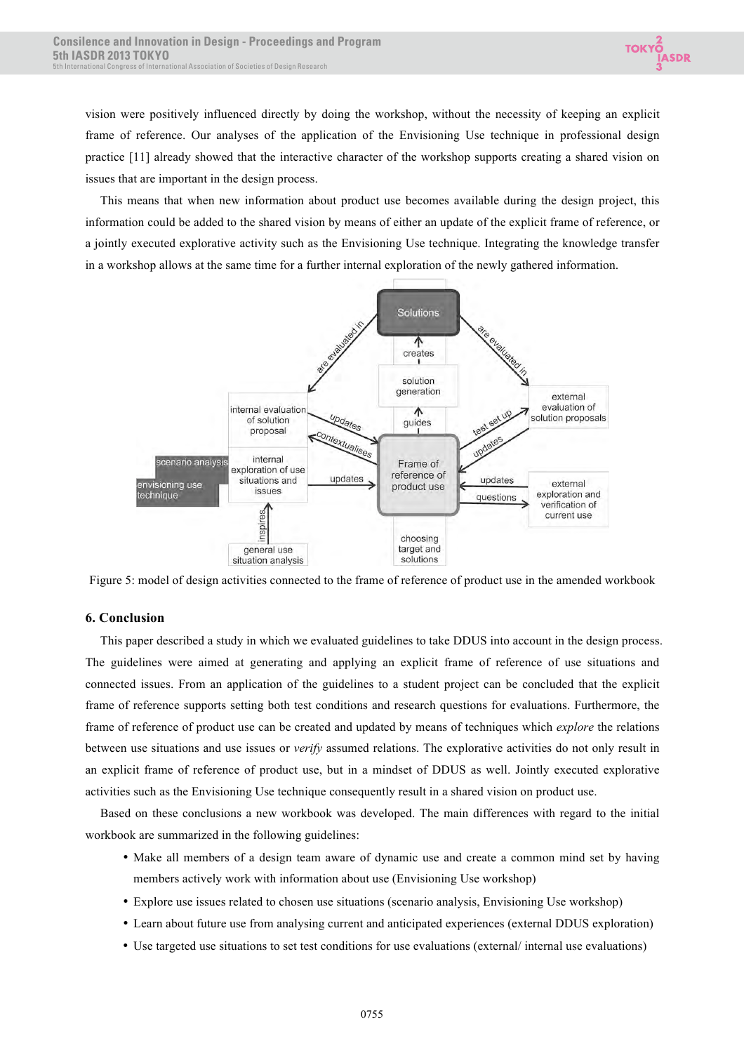vision were positively influenced directly by doing the workshop, without the necessity of keeping an explicit frame of reference. Our analyses of the application of the Envisioning Use technique in professional design practice [11] already showed that the interactive character of the workshop supports creating a shared vision on issues that are important in the design process.

This means that when new information about product use becomes available during the design project, this information could be added to the shared vision by means of either an update of the explicit frame of reference, or a jointly executed explorative activity such as the Envisioning Use technique. Integrating the knowledge transfer in a workshop allows at the same time for a further internal exploration of the newly gathered information.

Figure 5: model of design activities connected to the frame of reference of product use in the amended workbook

## 6. Conclusion

This paper described a study in which we evaluated guidelines to take DDUS into account in the design process. The guidelines were aimed at generating and applying an explicit frame of reference of use situations and connected issues. From an application of the guidelines to a student project can be concluded that the explicit frame of reference supports setting both test conditions and research questions for evaluations. Furthermore, the frame of reference of product use can be created and updated by means of techniques which *explore* the relations between use situations and use issues or *verify* assumed relations. The explorative activities do not only result in an explicit frame of reference of product use, but in a mindset of DDUS as well. Jointly executed explorative activities such as the Envisioning Use technique consequently result in a shared vision on product use.

Based on these conclusions a new workbook was developed. The main differences with regard to the initial workbook are summarized in the following guidelines:

- Make all members of a design team aware of dynamic use and create a common mind set by having members actively work with information about use (Envisioning Use workshop)
- Explore use issues related to chosen use situations (scenario analysis, Envisioning Use workshop)
- Learn about future use from analysing current and anticipated experiences (external DDUS exploration)
- Use targeted use situations to set test conditions for use evaluations (external/ internal use evaluations)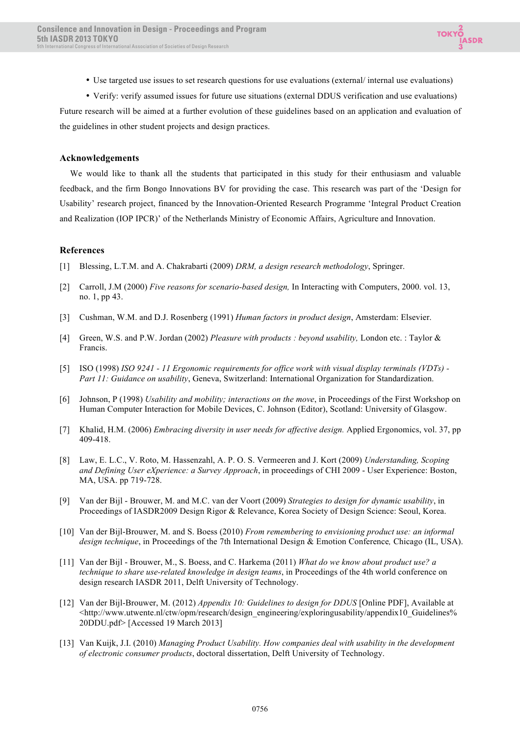- Use targeted use issues to set research questions for use evaluations (external/ internal use evaluations)
- Verify: verify assumed issues for future use situations (external DDUS verification and use evaluations)

Future research will be aimed at a further evolution of these guidelines based on an application and evaluation of the guidelines in other student projects and design practices.

### Acknowledgements

We would like to thank all the students that participated in this study for their enthusiasm and valuable feedback, and the firm Bongo Innovations BV for providing the case. This research was part of the 'Design for Usability' research project, financed by the Innovation-Oriented Research Programme 'Integral Product Creation and Realization (IOP IPCR)' of the Netherlands Ministry of Economic Affairs, Agriculture and Innovation.

### References

[1] Blessing, L.T.M. and A. Chakrabarti (2009) *DRM, a design research methodology*, Springer.

[2] Carroll, J.M (2000) *Five reasons for scenario-based design,* In Interacting with Computers, 2000. vol. 13, no. 1, pp 43.

[3] Cushman, W.M. and D.J. Rosenberg (1991) *Human factors in product design*, Amsterdam: Elsevier.

[4] Green, W.S. and P.W. Jordan (2002) *Pleasure with products : beyond usability,* London etc. : Taylor & Francis.

[5] ISO (1998) *ISO 9241 - 11 Ergonomic requirements for office work with visual display terminals (VDTs) - Part 11: Guidance on usability*, Geneva, Switzerland: International Organization for Standardization.

[6] Johnson, P (1998) *Usability and mobility; interactions on the move*, in Proceedings of the First Workshop on Human Computer Interaction for Mobile Devices, C. Johnson (Editor), Scotland: University of Glasgow.

[7] Khalid, H.M. (2006) *Embracing diversity in user needs for affective design.* Applied Ergonomics, vol. 37, pp 409-418.

[8] Law, E. L.C., V. Roto, M. Hassenzahl, A. P. O. S. Vermeeren and J. Kort (2009) *Understanding, Scoping and Defining User eXperience: a Survey Approach*, in proceedings of CHI 2009 - User Experience: Boston, MA, USA. pp 719-728.

[9] Van der Bijl - Brouwer, M. and M.C. van der Voort (2009) *Strategies to design for dynamic usability*, in Proceedings of IASDR2009 Design Rigor & Relevance, Korea Society of Design Science: Seoul, Korea.

[10] Van der Bijl-Brouwer, M. and S. Boess (2010) *From remembering to envisioning product use: an informal design technique*, in Proceedings of the 7th International Design & Emotion Conference*,* Chicago (IL, USA).

[11] Van der Bijl - Brouwer, M., S. Boess, and C. Harkema (2011) *What do we know about product use? a technique to share use-related knowledge in design teams*, in Proceedings of the 4th world conference on design research IASDR 2011, Delft University of Technology.

[12] Van der Bijl-Brouwer, M. (2012) *Appendix 10: Guidelines to design for DDUS* [Online PDF], Available at <http://www.utwente.nl/ctw/opm/research/design_engineering/exploringusability/appendix10_Guidelines%20DDU.pdf> [Accessed 19 March 2013]

[13] Van Kuijk, J.I. (2010) *Managing Product Usability. How companies deal with usability in the development of electronic consumer products*, doctoral dissertation, Delft University of Technology.